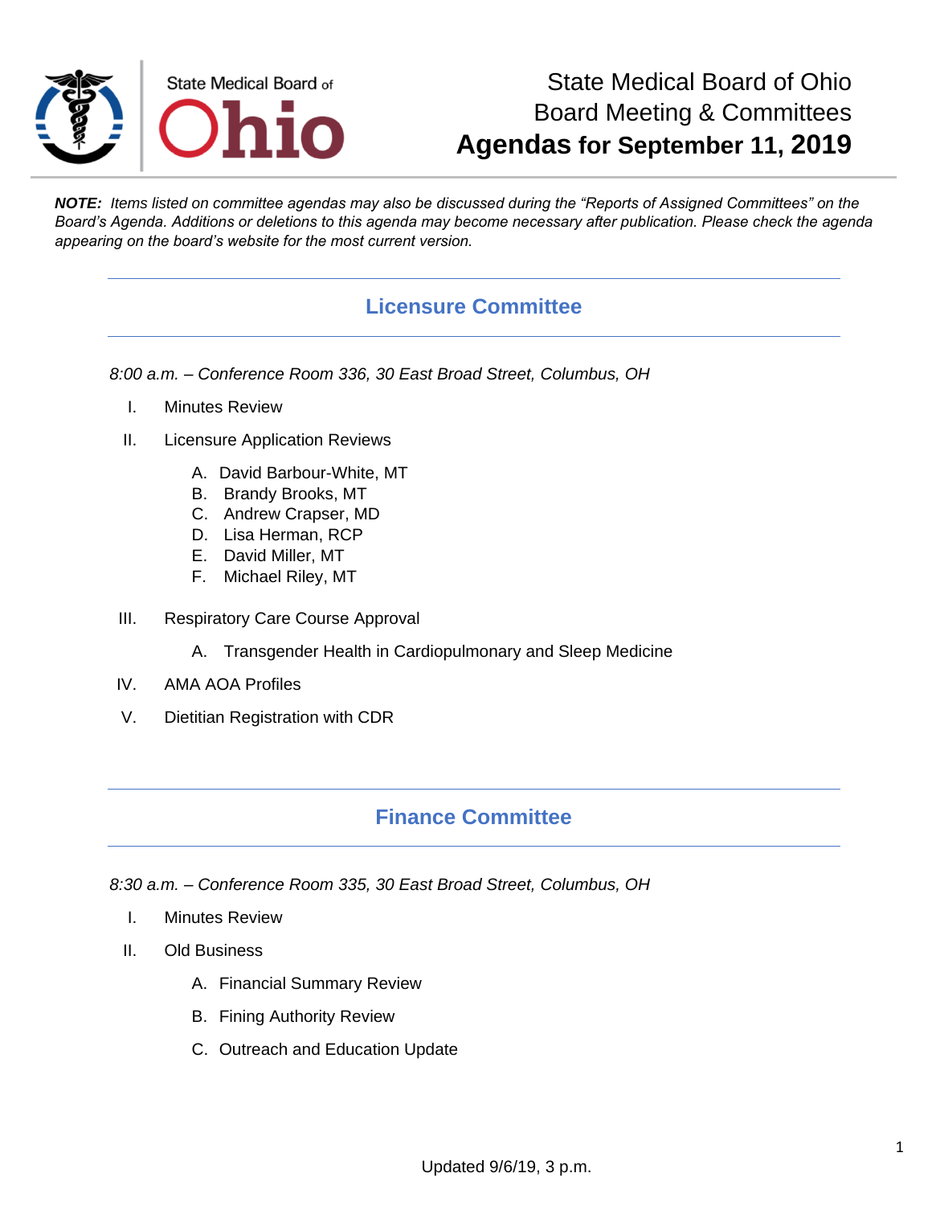State Medical Board of Ohio

# State Medical Board of Ohio
# Board Meeting & Committees
# Agendas for September 11, 2019

***NOTE:*** *Items listed on committee agendas may also be discussed during the "Reports of Assigned Committees" on the Board's Agenda. Additions or deletions to this agenda may become necessary after publication. Please check the agenda appearing on the board's website for the most current version.*

## Licensure Committee

*8:00 a.m. – Conference Room 336, 30 East Broad Street, Columbus, OH*

I. Minutes Review

II. Licensure Application Reviews

   A. David Barbour-White, MT
   B. Brandy Brooks, MT
   C. Andrew Crapser, MD
   D. Lisa Herman, RCP
   E. David Miller, MT
   F. Michael Riley, MT

III. Respiratory Care Course Approval

   A. Transgender Health in Cardiopulmonary and Sleep Medicine

IV. AMA AOA Profiles

V. Dietitian Registration with CDR

## Finance Committee

*8:30 a.m. – Conference Room 335, 30 East Broad Street, Columbus, OH*

I. Minutes Review

II. Old Business

   A. Financial Summary Review

   B. Fining Authority Review

   C. Outreach and Education Update

Updated 9/6/19, 3 p.m.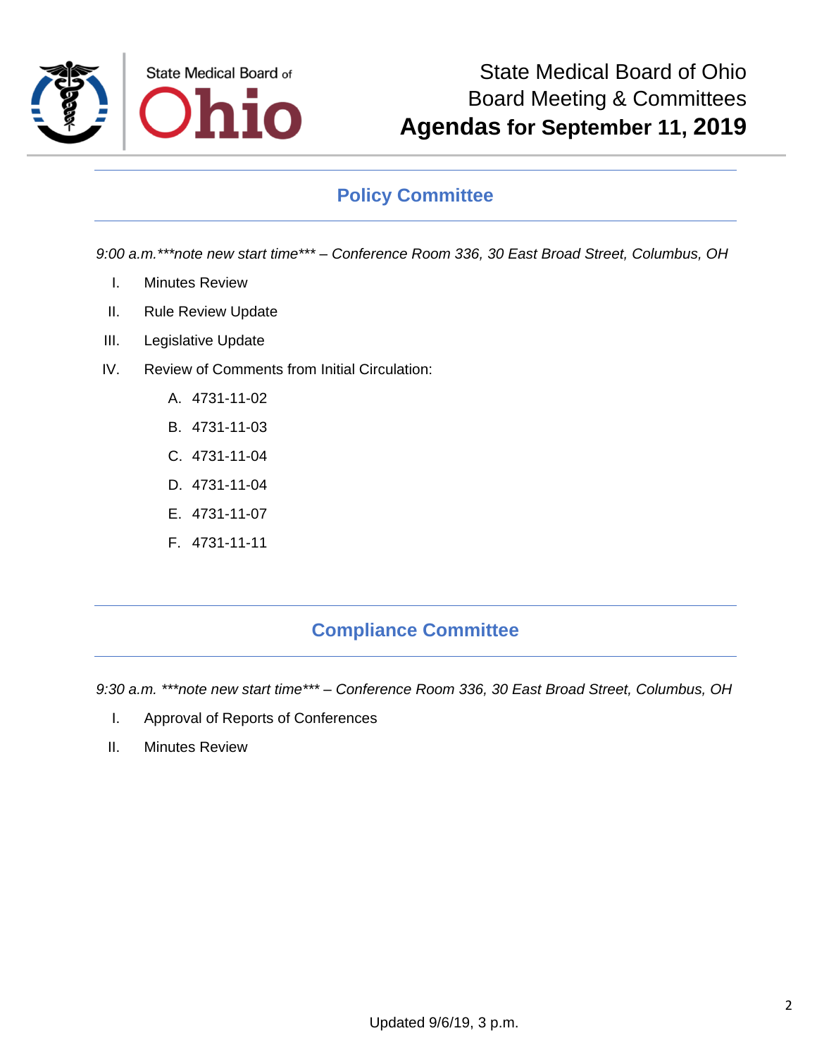State Medical Board of Ohio

State Medical Board of Ohio
Board Meeting & Committees
**Agendas for September 11, 2019**

## Policy Committee

*9:00 a.m.\*\*\*note new start time\*\*\* – Conference Room 336, 30 East Broad Street, Columbus, OH*

I. Minutes Review

II. Rule Review Update

III. Legislative Update

IV. Review of Comments from Initial Circulation:

   A. 4731-11-02

   B. 4731-11-03

   C. 4731-11-04

   D. 4731-11-04

   E. 4731-11-07

   F. 4731-11-11

## Compliance Committee

*9:30 a.m. \*\*\*note new start time\*\*\* – Conference Room 336, 30 East Broad Street, Columbus, OH*

I. Approval of Reports of Conferences

II. Minutes Review

Updated 9/6/19, 3 p.m.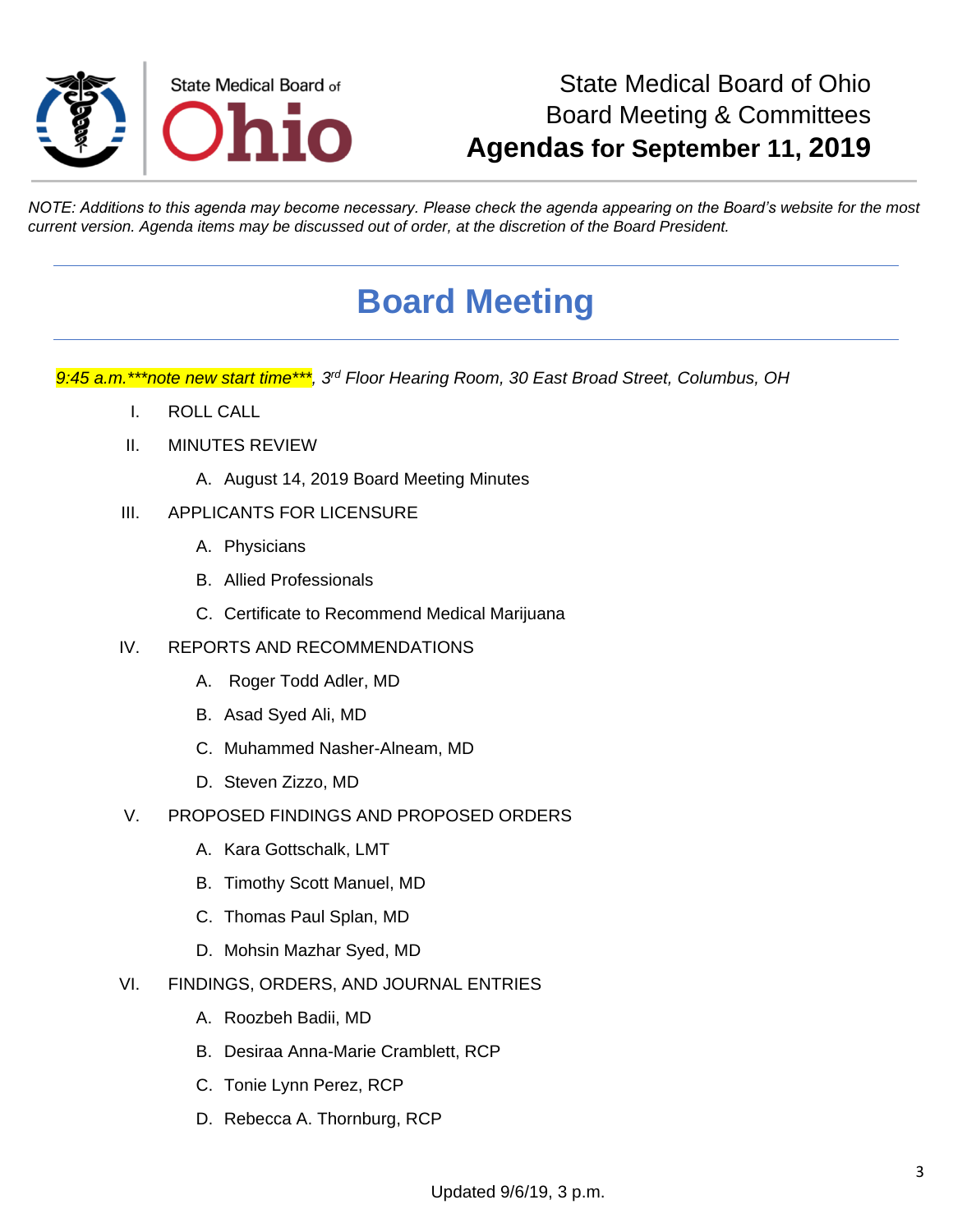State Medical Board of Ohio
Board Meeting & Committees
**Agendas for September 11, 2019**

*NOTE: Additions to this agenda may become necessary. Please check the agenda appearing on the Board's website for the most current version. Agenda items may be discussed out of order, at the discretion of the Board President.*

# Board Meeting

*9:45 a.m.\*\*\*note new start time\*\*\*, 3rd Floor Hearing Room, 30 East Broad Street, Columbus, OH*

I. ROLL CALL

II. MINUTES REVIEW

   A. August 14, 2019 Board Meeting Minutes

III. APPLICANTS FOR LICENSURE

   A. Physicians

   B. Allied Professionals

   C. Certificate to Recommend Medical Marijuana

IV. REPORTS AND RECOMMENDATIONS

   A. Roger Todd Adler, MD

   B. Asad Syed Ali, MD

   C. Muhammed Nasher-Alneam, MD

   D. Steven Zizzo, MD

V. PROPOSED FINDINGS AND PROPOSED ORDERS

   A. Kara Gottschalk, LMT

   B. Timothy Scott Manuel, MD

   C. Thomas Paul Splan, MD

   D. Mohsin Mazhar Syed, MD

VI. FINDINGS, ORDERS, AND JOURNAL ENTRIES

   A. Roozbeh Badii, MD

   B. Desiraa Anna-Marie Cramblett, RCP

   C. Tonie Lynn Perez, RCP

   D. Rebecca A. Thornburg, RCP

Updated 9/6/19, 3 p.m.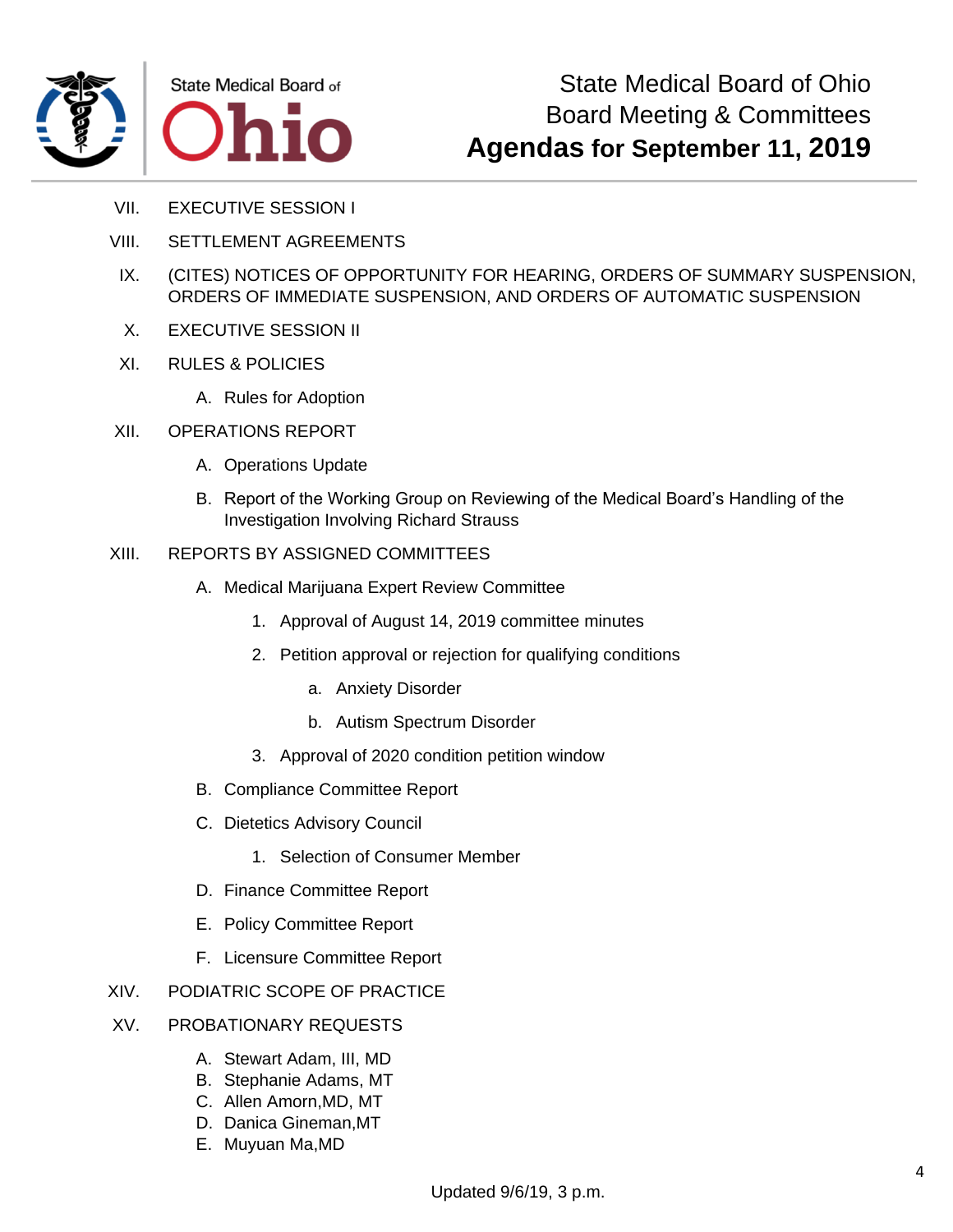VII. EXECUTIVE SESSION I

VIII. SETTLEMENT AGREEMENTS

IX. (CITES) NOTICES OF OPPORTUNITY FOR HEARING, ORDERS OF SUMMARY SUSPENSION, ORDERS OF IMMEDIATE SUSPENSION, AND ORDERS OF AUTOMATIC SUSPENSION

X. EXECUTIVE SESSION II

XI. RULES & POLICIES

- A. Rules for Adoption

XII. OPERATIONS REPORT

- A. Operations Update
- B. Report of the Working Group on Reviewing of the Medical Board's Handling of the Investigation Involving Richard Strauss

XIII. REPORTS BY ASSIGNED COMMITTEES

- A. Medical Marijuana Expert Review Committee
  1. Approval of August 14, 2019 committee minutes
  2. Petition approval or rejection for qualifying conditions
     - a. Anxiety Disorder
     - b. Autism Spectrum Disorder
  3. Approval of 2020 condition petition window
- B. Compliance Committee Report
- C. Dietetics Advisory Council
  1. Selection of Consumer Member
- D. Finance Committee Report
- E. Policy Committee Report
- F. Licensure Committee Report

XIV. PODIATRIC SCOPE OF PRACTICE

XV. PROBATIONARY REQUESTS

- A. Stewart Adam, III, MD
- B. Stephanie Adams, MT
- C. Allen Amorn,MD, MT
- D. Danica Gineman,MT
- E. Muyuan Ma,MD

Updated 9/6/19, 3 p.m.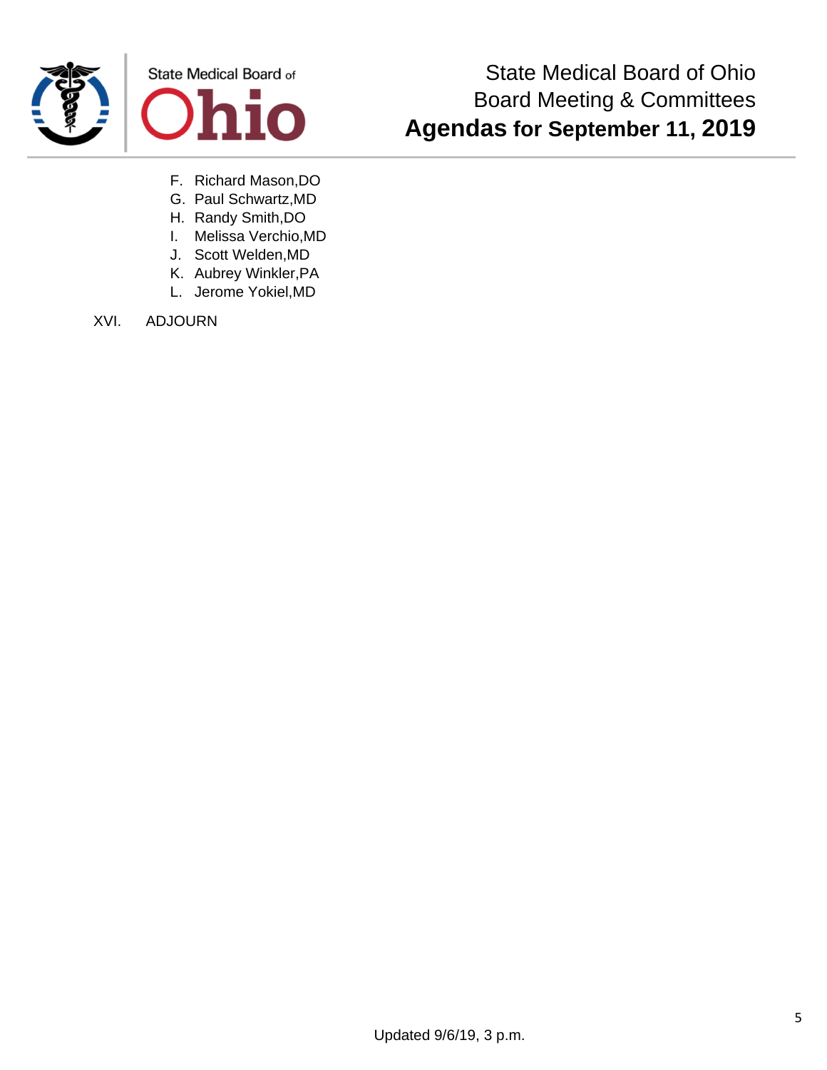F. Richard Mason,DO
G. Paul Schwartz,MD
H. Randy Smith,DO
I. Melissa Verchio,MD
J. Scott Welden,MD
K. Aubrey Winkler,PA
L. Jerome Yokiel,MD

XVI. ADJOURN

Updated 9/6/19, 3 p.m.